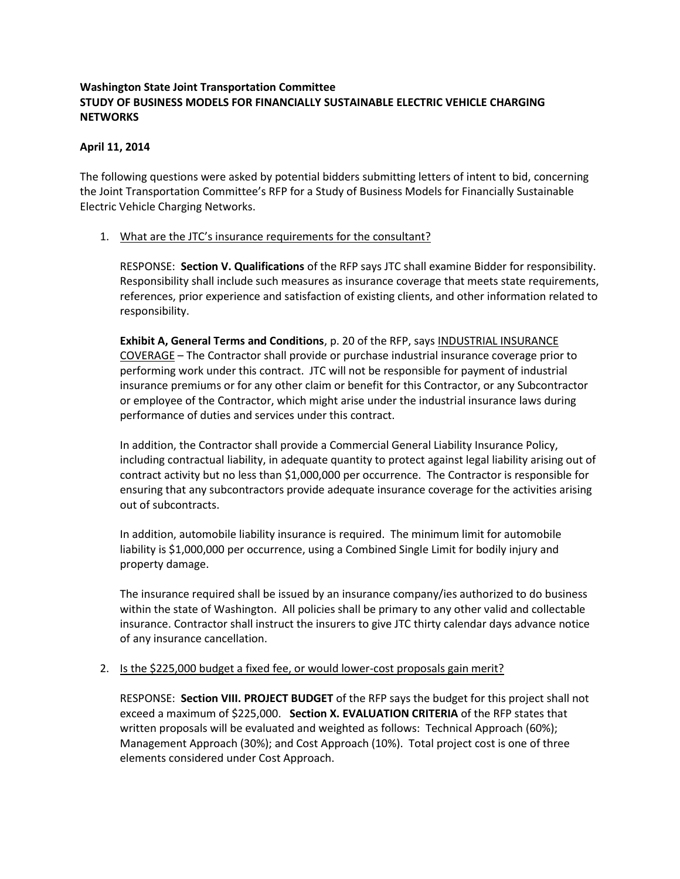**Washington State Joint Transportation Committee**
**STUDY OF BUSINESS MODELS FOR FINANCIALLY SUSTAINABLE ELECTRIC VEHICLE CHARGING NETWORKS**

**April 11, 2014**

The following questions were asked by potential bidders submitting letters of intent to bid, concerning the Joint Transportation Committee's RFP for a Study of Business Models for Financially Sustainable Electric Vehicle Charging Networks.

1. <u>What are the JTC's insurance requirements for the consultant?</u>

   RESPONSE: **Section V. Qualifications** of the RFP says JTC shall examine Bidder for responsibility. Responsibility shall include such measures as insurance coverage that meets state requirements, references, prior experience and satisfaction of existing clients, and other information related to responsibility.

   **Exhibit A, General Terms and Conditions**, p. 20 of the RFP, says <u>INDUSTRIAL INSURANCE COVERAGE</u> – The Contractor shall provide or purchase industrial insurance coverage prior to performing work under this contract. JTC will not be responsible for payment of industrial insurance premiums or for any other claim or benefit for this Contractor, or any Subcontractor or employee of the Contractor, which might arise under the industrial insurance laws during performance of duties and services under this contract.

   In addition, the Contractor shall provide a Commercial General Liability Insurance Policy, including contractual liability, in adequate quantity to protect against legal liability arising out of contract activity but no less than $1,000,000 per occurrence. The Contractor is responsible for ensuring that any subcontractors provide adequate insurance coverage for the activities arising out of subcontracts.

   In addition, automobile liability insurance is required. The minimum limit for automobile liability is $1,000,000 per occurrence, using a Combined Single Limit for bodily injury and property damage.

   The insurance required shall be issued by an insurance company/ies authorized to do business within the state of Washington. All policies shall be primary to any other valid and collectable insurance. Contractor shall instruct the insurers to give JTC thirty calendar days advance notice of any insurance cancellation.

2. <u>Is the $225,000 budget a fixed fee, or would lower-cost proposals gain merit?</u>

   RESPONSE: **Section VIII. PROJECT BUDGET** of the RFP says the budget for this project shall not exceed a maximum of $225,000. **Section X. EVALUATION CRITERIA** of the RFP states that written proposals will be evaluated and weighted as follows: Technical Approach (60%); Management Approach (30%); and Cost Approach (10%). Total project cost is one of three elements considered under Cost Approach.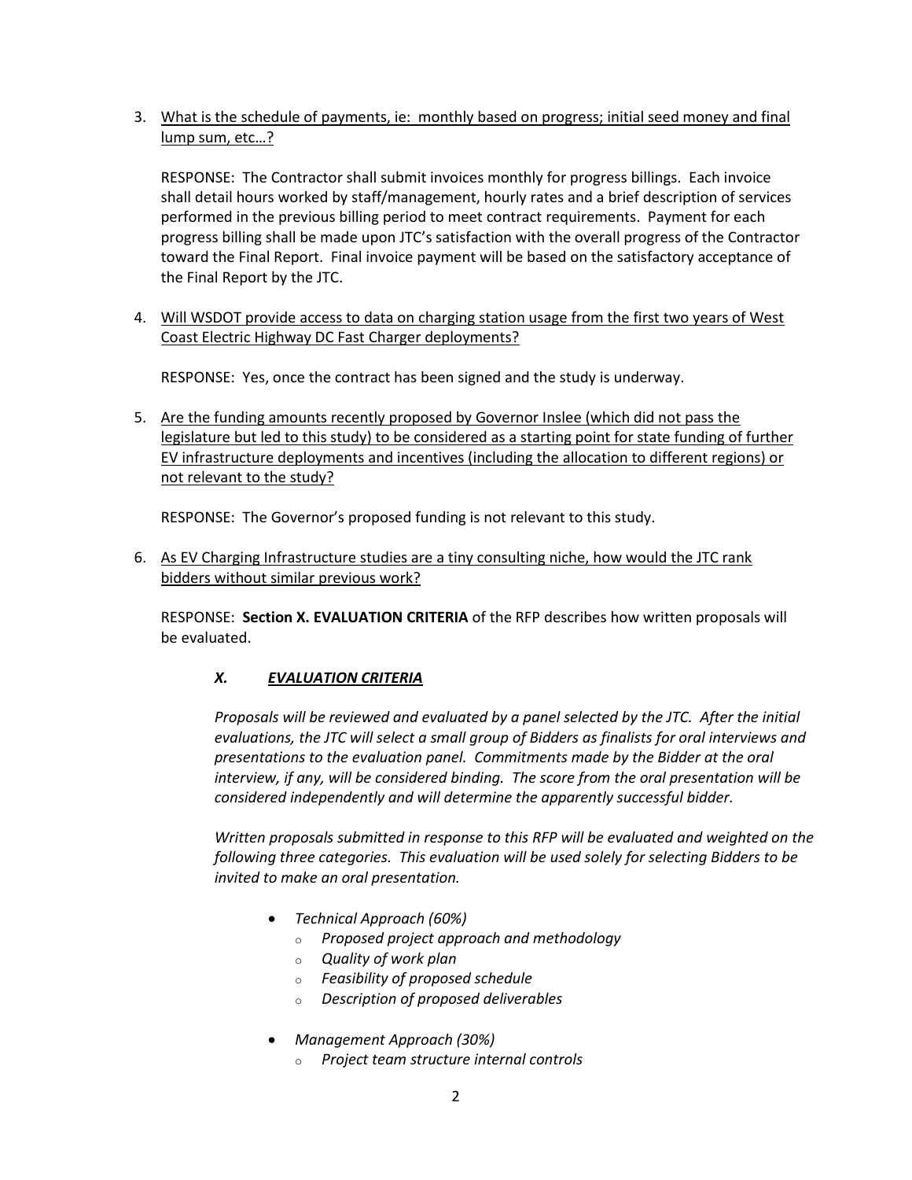3. <u>What is the schedule of payments, ie: monthly based on progress; initial seed money and final lump sum, etc…?</u>

   RESPONSE: The Contractor shall submit invoices monthly for progress billings. Each invoice shall detail hours worked by staff/management, hourly rates and a brief description of services performed in the previous billing period to meet contract requirements. Payment for each progress billing shall be made upon JTC's satisfaction with the overall progress of the Contractor toward the Final Report. Final invoice payment will be based on the satisfactory acceptance of the Final Report by the JTC.

4. <u>Will WSDOT provide access to data on charging station usage from the first two years of West Coast Electric Highway DC Fast Charger deployments?</u>

   RESPONSE: Yes, once the contract has been signed and the study is underway.

5. <u>Are the funding amounts recently proposed by Governor Inslee (which did not pass the legislature but led to this study) to be considered as a starting point for state funding of further EV infrastructure deployments and incentives (including the allocation to different regions) or not relevant to the study?</u>

   RESPONSE: The Governor's proposed funding is not relevant to this study.

6. <u>As EV Charging Infrastructure studies are a tiny consulting niche, how would the JTC rank bidders without similar previous work?</u>

   RESPONSE: **Section X. EVALUATION CRITERIA** of the RFP describes how written proposals will be evaluated.

   ***X. <u>EVALUATION CRITERIA</u>***

   *Proposals will be reviewed and evaluated by a panel selected by the JTC. After the initial evaluations, the JTC will select a small group of Bidders as finalists for oral interviews and presentations to the evaluation panel. Commitments made by the Bidder at the oral interview, if any, will be considered binding. The score from the oral presentation will be considered independently and will determine the apparently successful bidder.*

   *Written proposals submitted in response to this RFP will be evaluated and weighted on the following three categories. This evaluation will be used solely for selecting Bidders to be invited to make an oral presentation.*

   - *Technical Approach (60%)*
     - *Proposed project approach and methodology*
     - *Quality of work plan*
     - *Feasibility of proposed schedule*
     - *Description of proposed deliverables*
   - *Management Approach (30%)*
     - *Project team structure internal controls*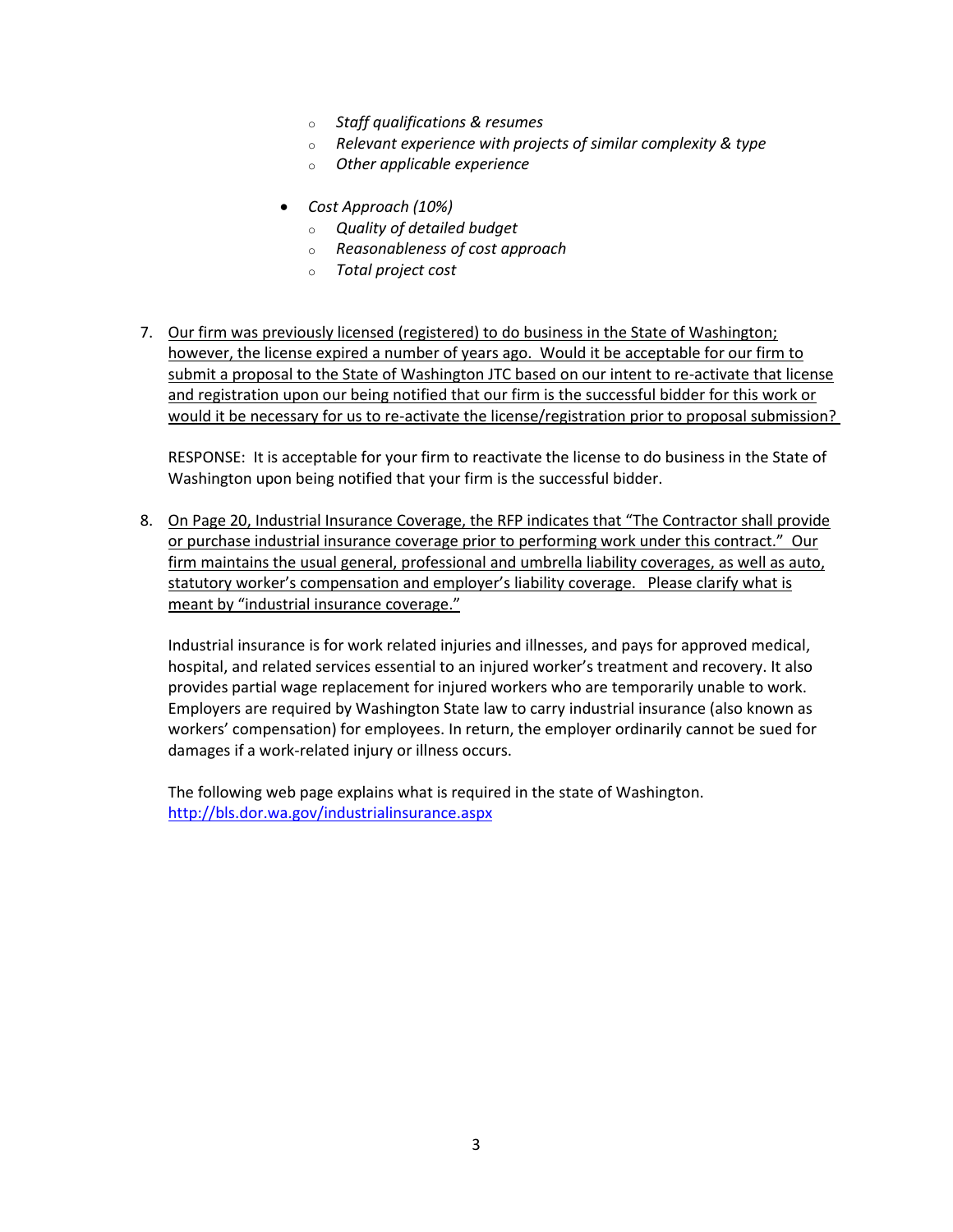- *Staff qualifications & resumes*
  - *Relevant experience with projects of similar complexity & type*
  - *Other applicable experience*

- *Cost Approach (10%)*
  - *Quality of detailed budget*
  - *Reasonableness of cost approach*
  - *Total project cost*

7. Our firm was previously licensed (registered) to do business in the State of Washington; however, the license expired a number of years ago. Would it be acceptable for our firm to submit a proposal to the State of Washington JTC based on our intent to re-activate that license and registration upon our being notified that our firm is the successful bidder for this work or would it be necessary for us to re-activate the license/registration prior to proposal submission?

   RESPONSE: It is acceptable for your firm to reactivate the license to do business in the State of Washington upon being notified that your firm is the successful bidder.

8. On Page 20, Industrial Insurance Coverage, the RFP indicates that "The Contractor shall provide or purchase industrial insurance coverage prior to performing work under this contract." Our firm maintains the usual general, professional and umbrella liability coverages, as well as auto, statutory worker's compensation and employer's liability coverage. Please clarify what is meant by "industrial insurance coverage."

   Industrial insurance is for work related injuries and illnesses, and pays for approved medical, hospital, and related services essential to an injured worker's treatment and recovery. It also provides partial wage replacement for injured workers who are temporarily unable to work. Employers are required by Washington State law to carry industrial insurance (also known as workers' compensation) for employees. In return, the employer ordinarily cannot be sued for damages if a work-related injury or illness occurs.

   The following web page explains what is required in the state of Washington.
   http://bls.dor.wa.gov/industrialinsurance.aspx